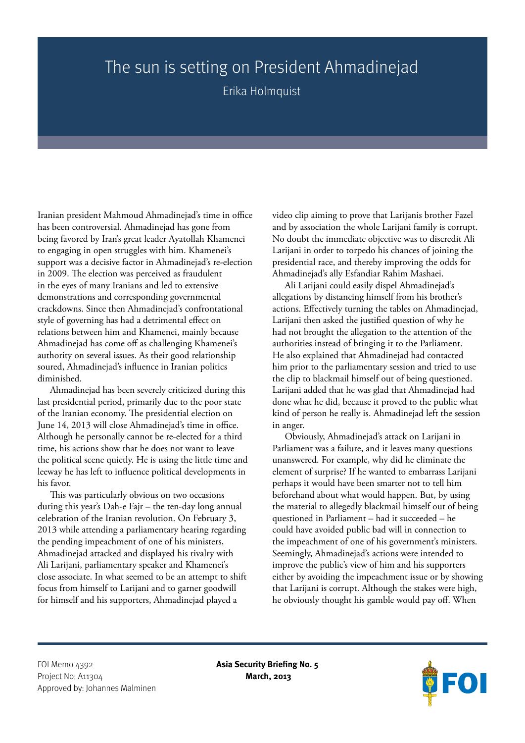# The sun is setting on President Ahmadinejad

Erika Holmquist

Iranian president Mahmoud Ahmadinejad's time in office has been controversial. Ahmadinejad has gone from being favored by Iran's great leader Ayatollah Khamenei to engaging in open struggles with him. Khamenei's support was a decisive factor in Ahmadinejad's re-election in 2009. The election was perceived as fraudulent in the eyes of many Iranians and led to extensive demonstrations and corresponding governmental crackdowns. Since then Ahmadinejad's confrontational style of governing has had a detrimental effect on relations between him and Khamenei, mainly because Ahmadinejad has come off as challenging Khamenei's authority on several issues. As their good relationship soured, Ahmadinejad's influence in Iranian politics diminished.

Ahmadinejad has been severely criticized during this last presidential period, primarily due to the poor state of the Iranian economy. The presidential election on June 14, 2013 will close Ahmadinejad's time in office. Although he personally cannot be re-elected for a third time, his actions show that he does not want to leave the political scene quietly. He is using the little time and leeway he has left to influence political developments in his favor.

This was particularly obvious on two occasions during this year's Dah-e Fajr – the ten-day long annual celebration of the Iranian revolution. On February 3, 2013 while attending a parliamentary hearing regarding the pending impeachment of one of his ministers, Ahmadinejad attacked and displayed his rivalry with Ali Larijani, parliamentary speaker and Khamenei's close associate. In what seemed to be an attempt to shift focus from himself to Larijani and to garner goodwill for himself and his supporters, Ahmadinejad played a video clip aiming to prove that Larijanis brother Fazel and by association the whole Larijani family is corrupt. No doubt the immediate objective was to discredit Ali Larijani in order to torpedo his chances of joining the presidential race, and thereby improving the odds for Ahmadinejad's ally Esfandiar Rahim Mashaei.

Ali Larijani could easily dispel Ahmadinejad's allegations by distancing himself from his brother's actions. Effectively turning the tables on Ahmadinejad, Larijani then asked the justified question of why he had not brought the allegation to the attention of the authorities instead of bringing it to the Parliament. He also explained that Ahmadinejad had contacted him prior to the parliamentary session and tried to use the clip to blackmail himself out of being questioned. Larijani added that he was glad that Ahmadinejad had done what he did, because it proved to the public what kind of person he really is. Ahmadinejad left the session in anger.

Obviously, Ahmadinejad's attack on Larijani in Parliament was a failure, and it leaves many questions unanswered. For example, why did he eliminate the element of surprise? If he wanted to embarrass Larijani perhaps it would have been smarter not to tell him beforehand about what would happen. But, by using the material to allegedly blackmail himself out of being questioned in Parliament – had it succeeded – he could have avoided public bad will in connection to the impeachment of one of his government's ministers. Seemingly, Ahmadinejad's actions were intended to improve the public's view of him and his supporters either by avoiding the impeachment issue or by showing that Larijani is corrupt. Although the stakes were high, he obviously thought his gamble would pay off. When

FOI Memo 4392
Project No: A11304
Approved by: Johannes Malminen

**Asia Security Briefing No. 5**
**March, 2013**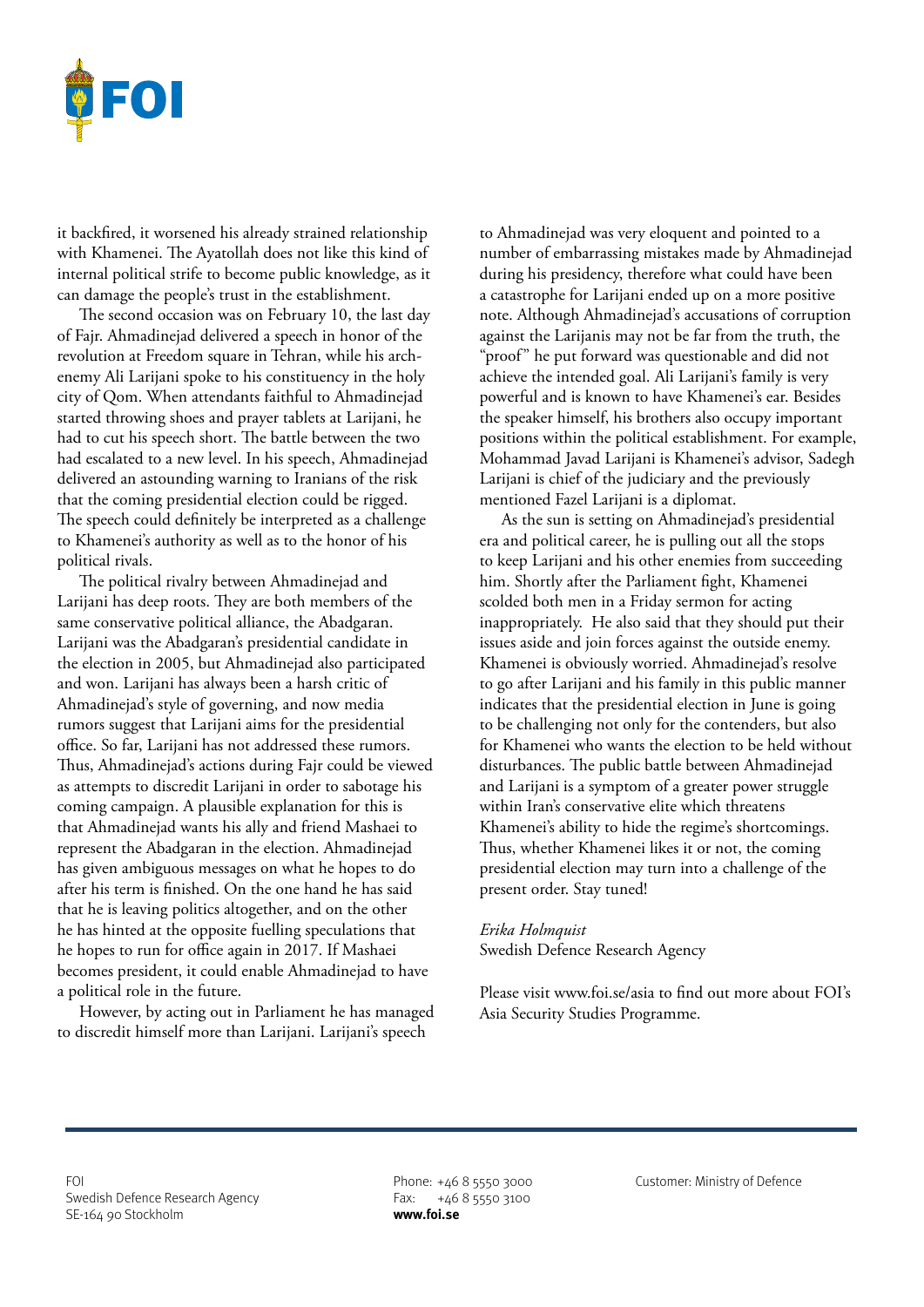it backfired, it worsened his already strained relationship with Khamenei. The Ayatollah does not like this kind of internal political strife to become public knowledge, as it can damage the people's trust in the establishment.

The second occasion was on February 10, the last day of Fajr. Ahmadinejad delivered a speech in honor of the revolution at Freedom square in Tehran, while his arch-enemy Ali Larijani spoke to his constituency in the holy city of Qom. When attendants faithful to Ahmadinejad started throwing shoes and prayer tablets at Larijani, he had to cut his speech short. The battle between the two had escalated to a new level. In his speech, Ahmadinejad delivered an astounding warning to Iranians of the risk that the coming presidential election could be rigged. The speech could definitely be interpreted as a challenge to Khamenei's authority as well as to the honor of his political rivals.

The political rivalry between Ahmadinejad and Larijani has deep roots. They are both members of the same conservative political alliance, the Abadgaran. Larijani was the Abadgaran's presidential candidate in the election in 2005, but Ahmadinejad also participated and won. Larijani has always been a harsh critic of Ahmadinejad's style of governing, and now media rumors suggest that Larijani aims for the presidential office. So far, Larijani has not addressed these rumors. Thus, Ahmadinejad's actions during Fajr could be viewed as attempts to discredit Larijani in order to sabotage his coming campaign. A plausible explanation for this is that Ahmadinejad wants his ally and friend Mashaei to represent the Abadgaran in the election. Ahmadinejad has given ambiguous messages on what he hopes to do after his term is finished. On the one hand he has said that he is leaving politics altogether, and on the other he has hinted at the opposite fuelling speculations that he hopes to run for office again in 2017. If Mashaei becomes president, it could enable Ahmadinejad to have a political role in the future.

However, by acting out in Parliament he has managed to discredit himself more than Larijani. Larijani's speech to Ahmadinejad was very eloquent and pointed to a number of embarrassing mistakes made by Ahmadinejad during his presidency, therefore what could have been a catastrophe for Larijani ended up on a more positive note. Although Ahmadinejad's accusations of corruption against the Larijanis may not be far from the truth, the "proof" he put forward was questionable and did not achieve the intended goal. Ali Larijani's family is very powerful and is known to have Khamenei's ear. Besides the speaker himself, his brothers also occupy important positions within the political establishment. For example, Mohammad Javad Larijani is Khamenei's advisor, Sadegh Larijani is chief of the judiciary and the previously mentioned Fazel Larijani is a diplomat.

As the sun is setting on Ahmadinejad's presidential era and political career, he is pulling out all the stops to keep Larijani and his other enemies from succeeding him. Shortly after the Parliament fight, Khamenei scolded both men in a Friday sermon for acting inappropriately. He also said that they should put their issues aside and join forces against the outside enemy. Khamenei is obviously worried. Ahmadinejad's resolve to go after Larijani and his family in this public manner indicates that the presidential election in June is going to be challenging not only for the contenders, but also for Khamenei who wants the election to be held without disturbances. The public battle between Ahmadinejad and Larijani is a symptom of a greater power struggle within Iran's conservative elite which threatens Khamenei's ability to hide the regime's shortcomings. Thus, whether Khamenei likes it or not, the coming presidential election may turn into a challenge of the present order. Stay tuned!

*Erika Holmquist*
Swedish Defence Research Agency

Please visit www.foi.se/asia to find out more about FOI's Asia Security Studies Programme.

FOI
Swedish Defence Research Agency
SE-164 90 Stockholm

Phone: +46 8 5550 3000
Fax: +46 8 5550 3100
**www.foi.se**

Customer: Ministry of Defence